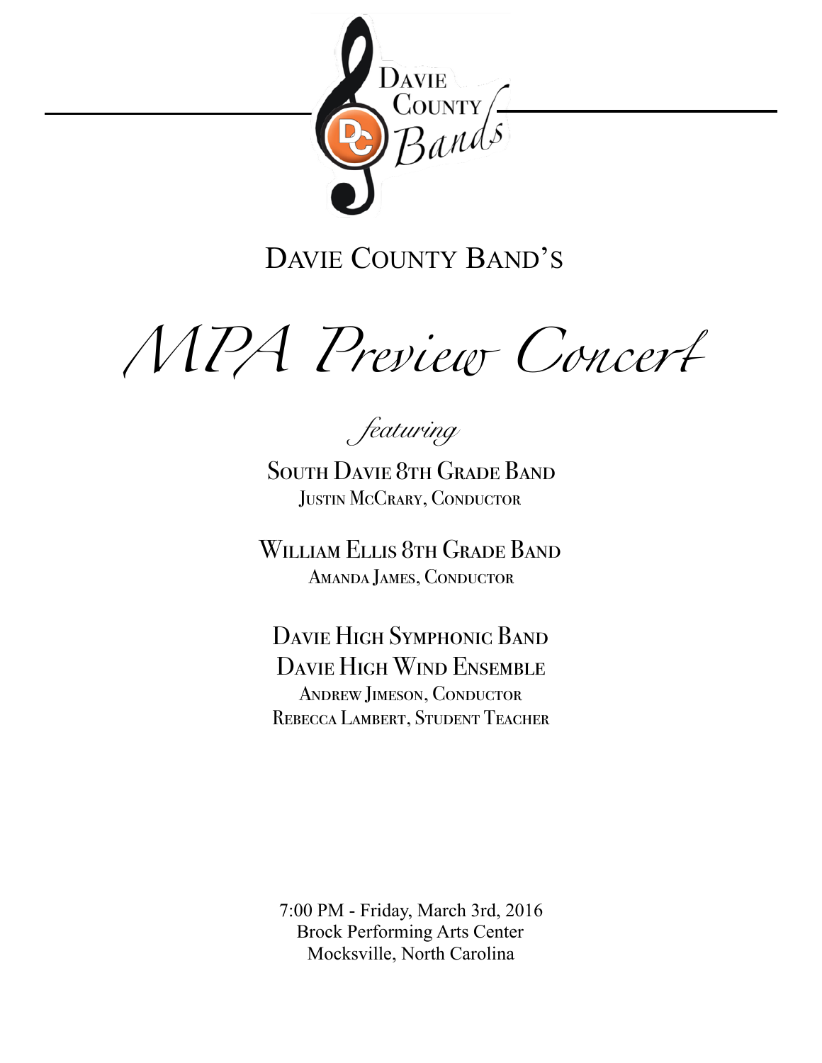Davie County Bands

# Davie County Band's

# MPA Preview Concert

*featuring*

South Davie 8th Grade Band
Justin McCrary, Conductor

William Ellis 8th Grade Band
Amanda James, Conductor

Davie High Symphonic Band
Davie High Wind Ensemble
Andrew Jimeson, Conductor
Rebecca Lambert, Student Teacher

7:00 PM - Friday, March 3rd, 2016
Brock Performing Arts Center
Mocksville, North Carolina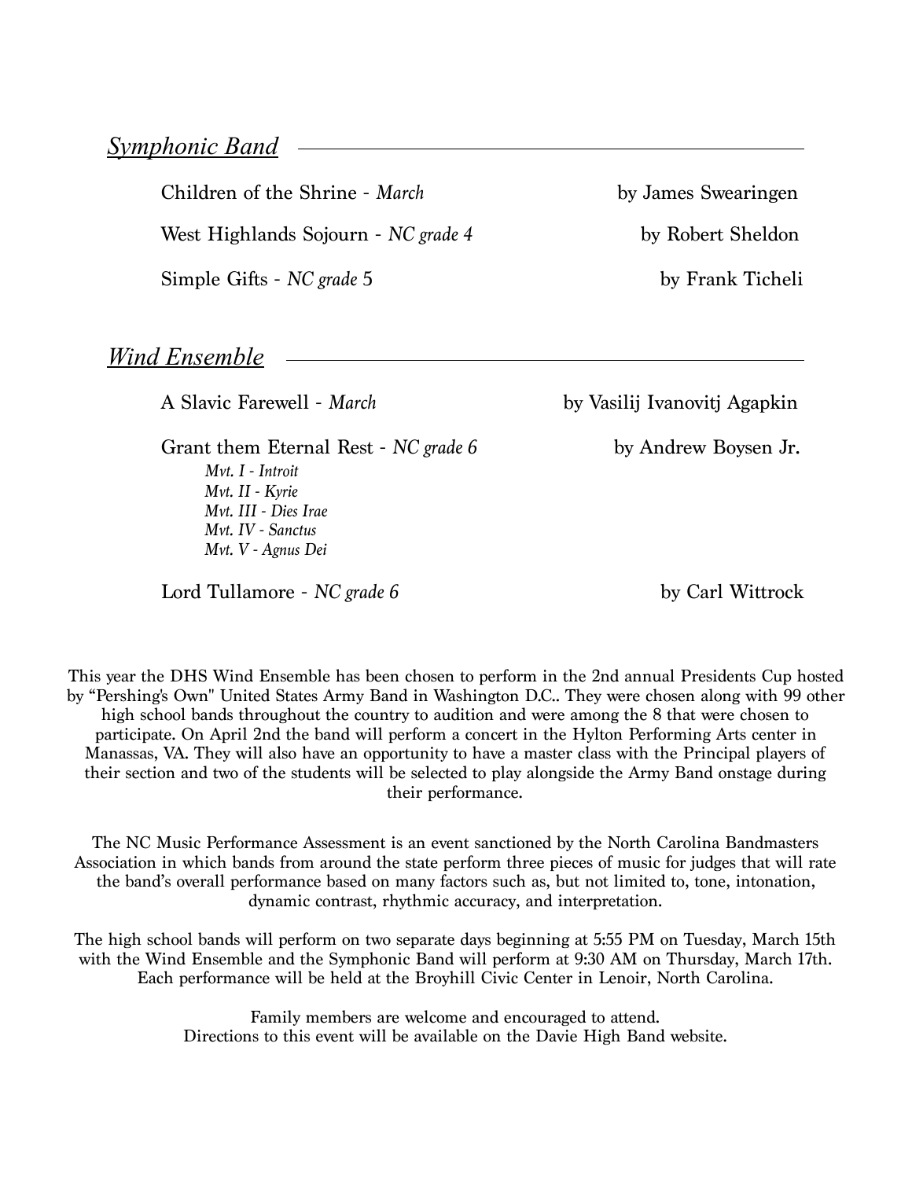## *Symphonic Band*

Children of the Shrine - *March* — by James Swearingen

West Highlands Sojourn - *NC grade 4* — by Robert Sheldon

Simple Gifts - *NC grade* 5 — by Frank Ticheli

## *Wind Ensemble*

A Slavic Farewell - *March* — by Vasilij Ivanovitj Agapkin

Grant them Eternal Rest - *NC grade 6* — by Andrew Boysen Jr.

*Mvt. I - Introit*
*Mvt. II - Kyrie*
*Mvt. III - Dies Irae*
*Mvt. IV - Sanctus*
*Mvt. V - Agnus Dei*

Lord Tullamore - *NC grade 6* — by Carl Wittrock

This year the DHS Wind Ensemble has been chosen to perform in the 2nd annual Presidents Cup hosted by "Pershing's Own" United States Army Band in Washington D.C.. They were chosen along with 99 other high school bands throughout the country to audition and were among the 8 that were chosen to participate. On April 2nd the band will perform a concert in the Hylton Performing Arts center in Manassas, VA. They will also have an opportunity to have a master class with the Principal players of their section and two of the students will be selected to play alongside the Army Band onstage during their performance.

The NC Music Performance Assessment is an event sanctioned by the North Carolina Bandmasters Association in which bands from around the state perform three pieces of music for judges that will rate the band's overall performance based on many factors such as, but not limited to, tone, intonation, dynamic contrast, rhythmic accuracy, and interpretation.

The high school bands will perform on two separate days beginning at 5:55 PM on Tuesday, March 15th with the Wind Ensemble and the Symphonic Band will perform at 9:30 AM on Thursday, March 17th. Each performance will be held at the Broyhill Civic Center in Lenoir, North Carolina.

Family members are welcome and encouraged to attend.
Directions to this event will be available on the Davie High Band website.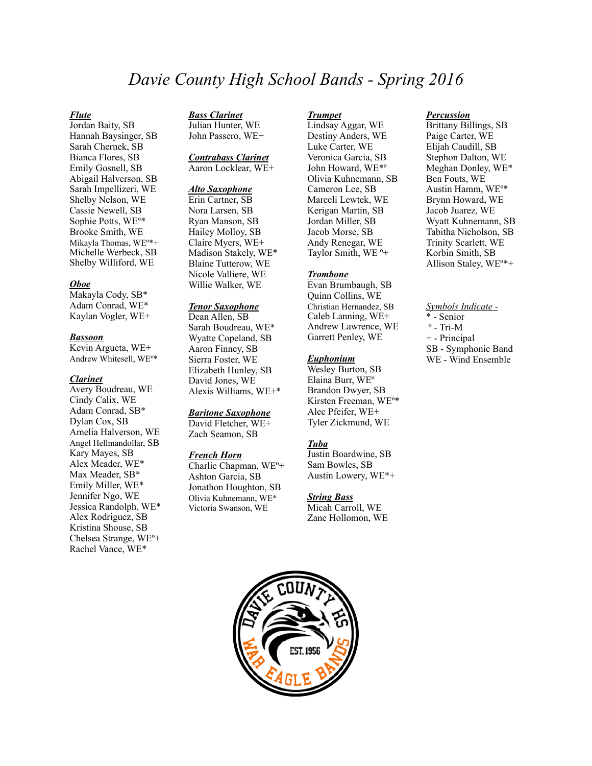# *Davie County High School Bands - Spring 2016*

***Flute***

Jordan Baity, SB
Hannah Baysinger, SB
Sarah Chernek, SB
Bianca Flores, SB
Emily Gosnell, SB
Abigail Halverson, SB
Sarah Impellizeri, WE
Shelby Nelson, WE
Cassie Newell, SB
Sophie Potts, WEº*
Brooke Smith, WE
Mikayla Thomas, WEº*+
Michelle Werbeck, SB
Shelby Williford, WE

***Oboe***

Makayla Cody, SB*
Adam Conrad, WE*
Kaylan Vogler, WE+

***Bassoon***

Kevin Argueta, WE+
Andrew Whitesell, WEº*

***Clarinet***

Avery Boudreau, WE
Cindy Calix, WE
Adam Conrad, SB*
Dylan Cox, SB
Amelia Halverson, WE
Angel Hellmandollar, SB
Kary Mayes, SB
Alex Meader, WE*
Max Meader, SB*
Emily Miller, WE*
Jennifer Ngo, WE
Jessica Randolph, WE*
Alex Rodriguez, SB
Kristina Shouse, SB
Chelsea Strange, WEº+
Rachel Vance, WE*

***Bass Clarinet***

Julian Hunter, WE
John Passero, WE+

***Contrabass Clarinet***

Aaron Locklear, WE+

***Alto Saxophone***

Erin Cartner, SB
Nora Larsen, SB
Ryan Manson, SB
Hailey Molloy, SB
Claire Myers, WE+
Madison Stakely, WE*
Blaine Tutterow, WE
Nicole Valliere, WE
Willie Walker, WE

***Tenor Saxophone***

Dean Allen, SB
Sarah Boudreau, WE*
Wyatte Copeland, SB
Aaron Finney, SB
Sierra Foster, WE
Elizabeth Hunley, SB
David Jones, WE
Alexis Williams, WE+*

***Baritone Saxophone***

David Fletcher, WE+
Zach Seamon, SB

***French Horn***

Charlie Chapman, WEº+
Ashton Garcia, SB
Jonathon Houghton, SB
Olivia Kuhnemann, WE*
Victoria Swanson, WE

***Trumpet***

Lindsay Aggar, WE
Destiny Anders, WE
Luke Carter, WE
Veronica Garcia, SB
John Howard, WE*º
Olivia Kuhnemann, SB
Cameron Lee, SB
Marceli Lewtek, WE
Kerigan Martin, SB
Jordan Miller, SB
Jacob Morse, SB
Andy Renegar, WE
Taylor Smith, WE º+

***Trombone***

Evan Brumbaugh, SB
Quinn Collins, WE
Christian Hernandez, SB
Caleb Lanning, WE+
Andrew Lawrence, WE
Garrett Penley, WE

***Euphonium***

Wesley Burton, SB
Elaina Burr, WEº
Brandon Dwyer, SB
Kirsten Freeman, WEº*
Alec Pfeifer, WE+
Tyler Zickmund, WE

***Tuba***

Justin Boardwine, SB
Sam Bowles, SB
Austin Lowery, WE*+

***String Bass***

Micah Carroll, WE
Zane Hollomon, WE

***Percussion***

Brittany Billings, SB
Paige Carter, WE
Elijah Caudill, SB
Stephon Dalton, WE
Meghan Donley, WE*
Ben Fouts, WE
Austin Hamm, WEº*
Brynn Howard, WE
Jacob Juarez, WE
Wyatt Kuhnemann, SB
Tabitha Nicholson, SB
Trinity Scarlett, WE
Korbin Smith, SB
Allison Staley, WEº*+

*Symbols Indicate -*

* - Senior
º - Tri-M
+ - Principal
SB - Symphonic Band
WE - Wind Ensemble

DAVIE COUNTY HS
EST. 1956
WAR EAGLE BANDS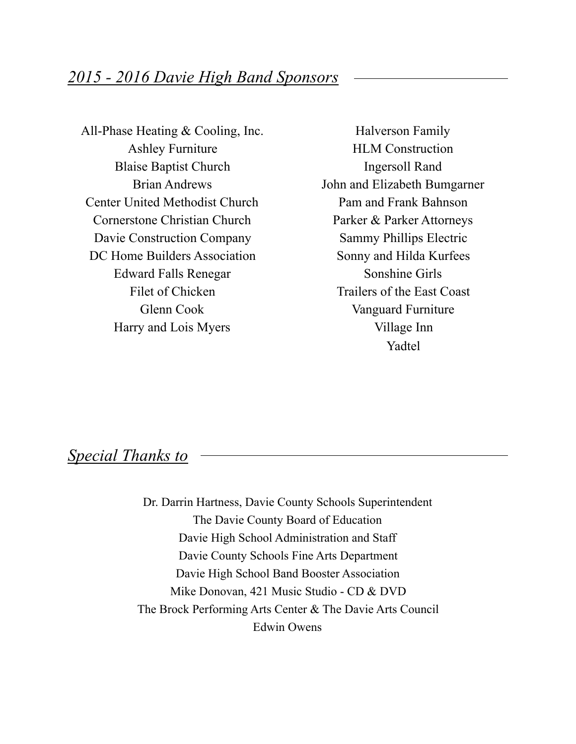## *2015 - 2016 Davie High Band Sponsors*

All-Phase Heating & Cooling, Inc.
Ashley Furniture
Blaise Baptist Church
Brian Andrews
Center United Methodist Church
Cornerstone Christian Church
Davie Construction Company
DC Home Builders Association
Edward Falls Renegar
Filet of Chicken
Glenn Cook
Harry and Lois Myers
Halverson Family
HLM Construction
Ingersoll Rand
John and Elizabeth Bumgarner
Pam and Frank Bahnson
Parker & Parker Attorneys
Sammy Phillips Electric
Sonny and Hilda Kurfees
Sonshine Girls
Trailers of the East Coast
Vanguard Furniture
Village Inn
Yadtel

## *Special Thanks to*

Dr. Darrin Hartness, Davie County Schools Superintendent
The Davie County Board of Education
Davie High School Administration and Staff
Davie County Schools Fine Arts Department
Davie High School Band Booster Association
Mike Donovan, 421 Music Studio - CD & DVD
The Brock Performing Arts Center & The Davie Arts Council
Edwin Owens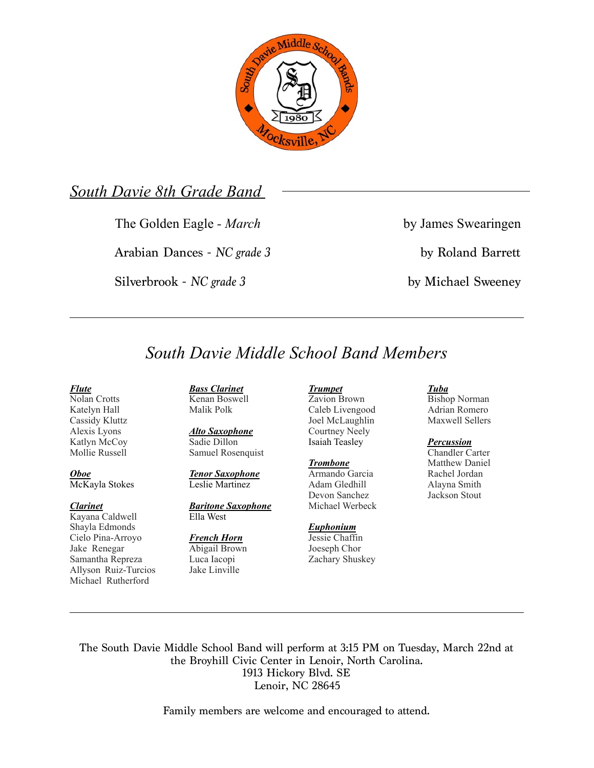## *South Davie 8th Grade Band*

The Golden Eagle - *March* by James Swearingen

Arabian Dances - *NC grade 3* by Roland Barrett

Silverbrook - *NC grade 3* by Michael Sweeney

---

## *South Davie Middle School Band Members*

***Flute***
Nolan Crotts
Katelyn Hall
Cassidy Kluttz
Alexis Lyons
Katlyn McCoy
Mollie Russell

***Oboe***
McKayla Stokes

***Clarinet***
Kayana Caldwell
Shayla Edmonds
Cielo Pina-Arroyo
Jake Renegar
Samantha Repreza
Allyson Ruiz-Turcios
Michael Rutherford

***Bass Clarinet***
Kenan Boswell
Malik Polk

***Alto Saxophone***
Sadie Dillon
Samuel Rosenquist

***Tenor Saxophone***
Leslie Martinez

***Baritone Saxophone***
Ella West

***French Horn***
Abigail Brown
Luca Iacopi
Jake Linville

***Trumpet***
Zavion Brown
Caleb Livengood
Joel McLaughlin
Courtney Neely
Isaiah Teasley

***Trombone***
Armando Garcia
Adam Gledhill
Devon Sanchez
Michael Werbeck

***Euphonium***
Jessie Chaffin
Joeseph Chor
Zachary Shuskey

***Tuba***
Bishop Norman
Adrian Romero
Maxwell Sellers

***Percussion***
Chandler Carter
Matthew Daniel
Rachel Jordan
Alayna Smith
Jackson Stout

---

The South Davie Middle School Band will perform at 3:15 PM on Tuesday, March 22nd at the Broyhill Civic Center in Lenoir, North Carolina.
1913 Hickory Blvd. SE
Lenoir, NC 28645

Family members are welcome and encouraged to attend.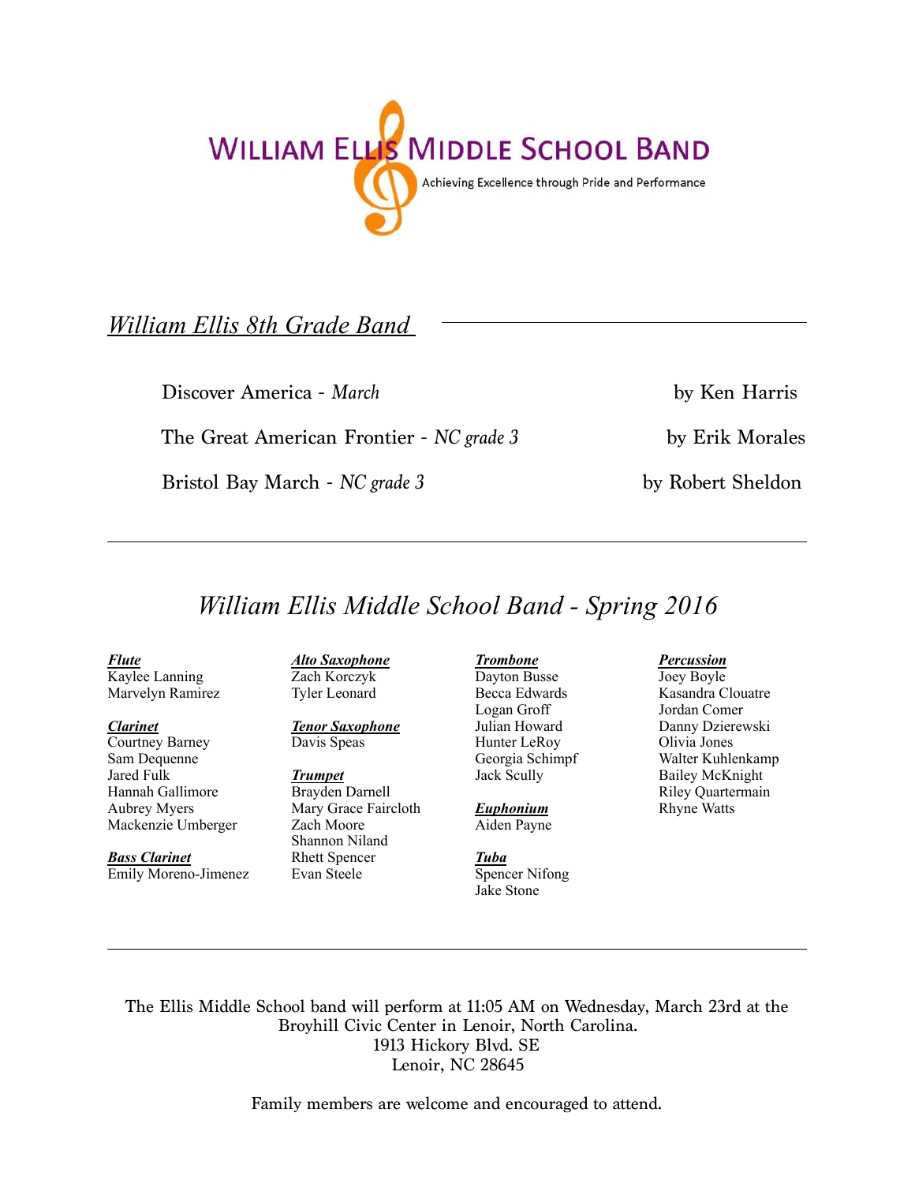# WILLIAM ELLIS MIDDLE SCHOOL BAND

Achieving Excellence through Pride and Performance

## *William Ellis 8th Grade Band*

| | |
|---|---|
| Discover America - *March* | by Ken Harris |
| The Great American Frontier - *NC grade 3* | by Erik Morales |
| Bristol Bay March - *NC grade 3* | by Robert Sheldon |

---

## *William Ellis Middle School Band - Spring 2016*

***Flute***
Kaylee Lanning
Marvelyn Ramirez

***Clarinet***
Courtney Barney
Sam Dequenne
Jared Fulk
Hannah Gallimore
Aubrey Myers
Mackenzie Umberger

***Bass Clarinet***
Emily Moreno-Jimenez

***Alto Saxophone***
Zach Korczyk
Tyler Leonard

***Tenor Saxophone***
Davis Speas

***Trumpet***
Brayden Darnell
Mary Grace Faircloth
Zach Moore
Shannon Niland
Rhett Spencer
Evan Steele

***Trombone***
Dayton Busse
Becca Edwards
Logan Groff
Julian Howard
Hunter LeRoy
Georgia Schimpf
Jack Scully

***Euphonium***
Aiden Payne

***Tuba***
Spencer Nifong
Jake Stone

***Percussion***
Joey Boyle
Kasandra Clouatre
Jordan Comer
Danny Dzierewski
Olivia Jones
Walter Kuhlenkamp
Bailey McKnight
Riley Quartermain
Rhyne Watts

---

The Ellis Middle School band will perform at 11:05 AM on Wednesday, March 23rd at the Broyhill Civic Center in Lenoir, North Carolina.
1913 Hickory Blvd. SE
Lenoir, NC 28645

Family members are welcome and encouraged to attend.